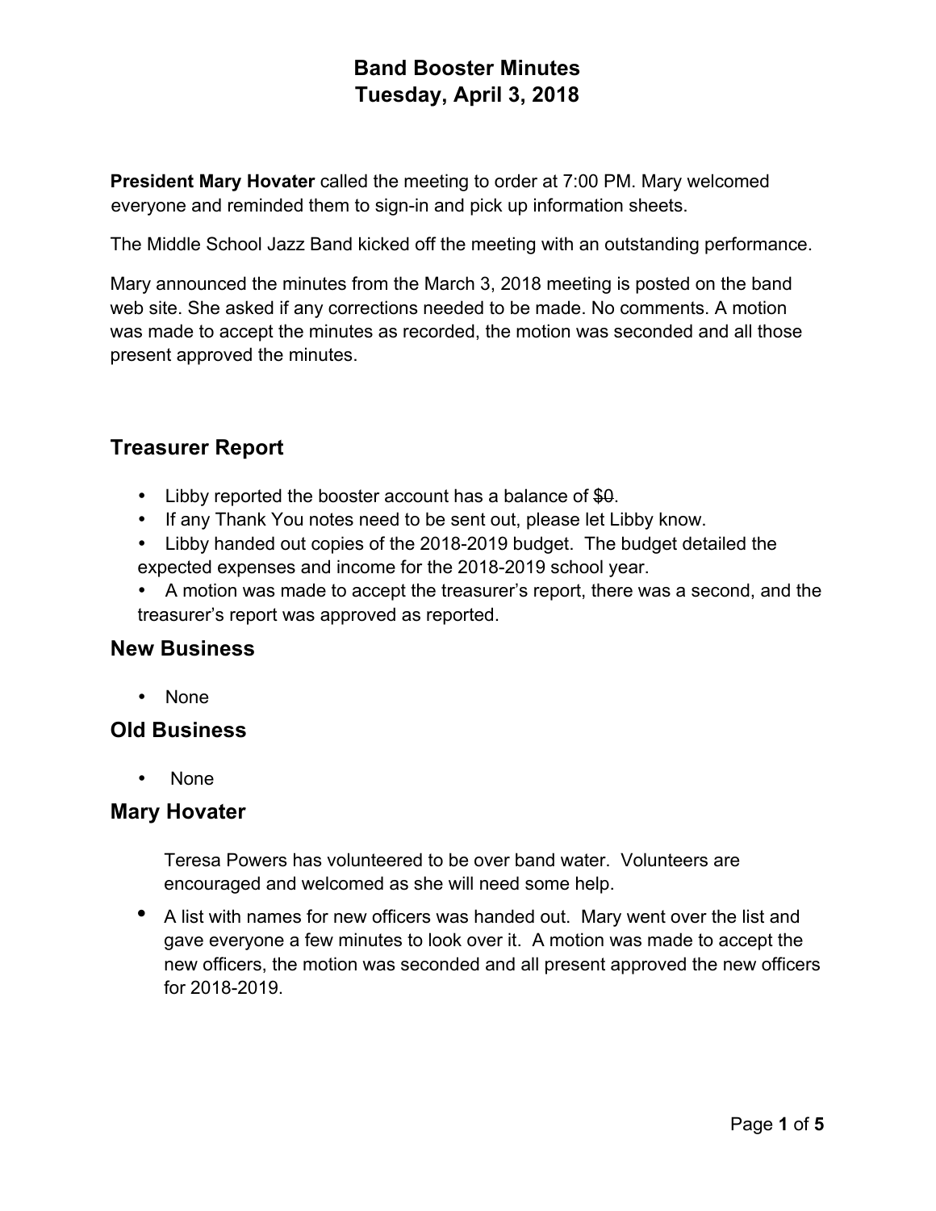# Band Booster Minutes
# Tuesday, April 3, 2018

**President Mary Hovater** called the meeting to order at 7:00 PM. Mary welcomed everyone and reminded them to sign-in and pick up information sheets.

The Middle School Jazz Band kicked off the meeting with an outstanding performance.

Mary announced the minutes from the March 3, 2018 meeting is posted on the band web site. She asked if any corrections needed to be made. No comments. A motion was made to accept the minutes as recorded, the motion was seconded and all those present approved the minutes.

## Treasurer Report

- Libby reported the booster account has a balance of $~~0~~.
- If any Thank You notes need to be sent out, please let Libby know.
- Libby handed out copies of the 2018-2019 budget. The budget detailed the expected expenses and income for the 2018-2019 school year.
- A motion was made to accept the treasurer's report, there was a second, and the treasurer's report was approved as reported.

## New Business

- None

## Old Business

- None

## Mary Hovater

Teresa Powers has volunteered to be over band water. Volunteers are encouraged and welcomed as she will need some help.

- A list with names for new officers was handed out. Mary went over the list and gave everyone a few minutes to look over it. A motion was made to accept the new officers, the motion was seconded and all present approved the new officers for 2018-2019.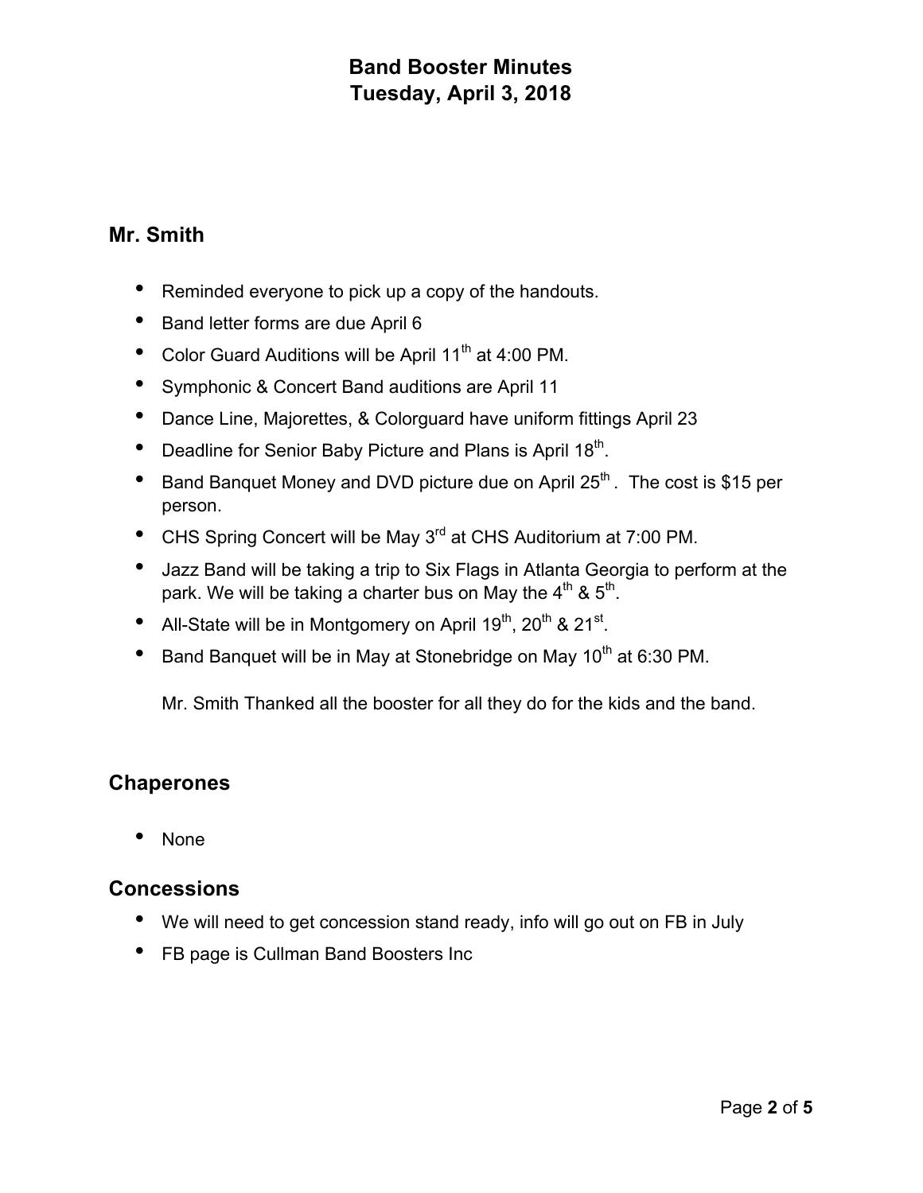# Band Booster Minutes
# Tuesday, April 3, 2018

## Mr. Smith

- Reminded everyone to pick up a copy of the handouts.
- Band letter forms are due April 6
- Color Guard Auditions will be April 11th at 4:00 PM.
- Symphonic & Concert Band auditions are April 11
- Dance Line, Majorettes, & Colorguard have uniform fittings April 23
- Deadline for Senior Baby Picture and Plans is April 18th.
- Band Banquet Money and DVD picture due on April 25th . The cost is $15 per person.
- CHS Spring Concert will be May 3rd at CHS Auditorium at 7:00 PM.
- Jazz Band will be taking a trip to Six Flags in Atlanta Georgia to perform at the park. We will be taking a charter bus on May the 4th & 5th.
- All-State will be in Montgomery on April 19th, 20th & 21st.
- Band Banquet will be in May at Stonebridge on May 10th at 6:30 PM.

  Mr. Smith Thanked all the booster for all they do for the kids and the band.

## Chaperones

- None

## Concessions

- We will need to get concession stand ready, info will go out on FB in July
- FB page is Cullman Band Boosters Inc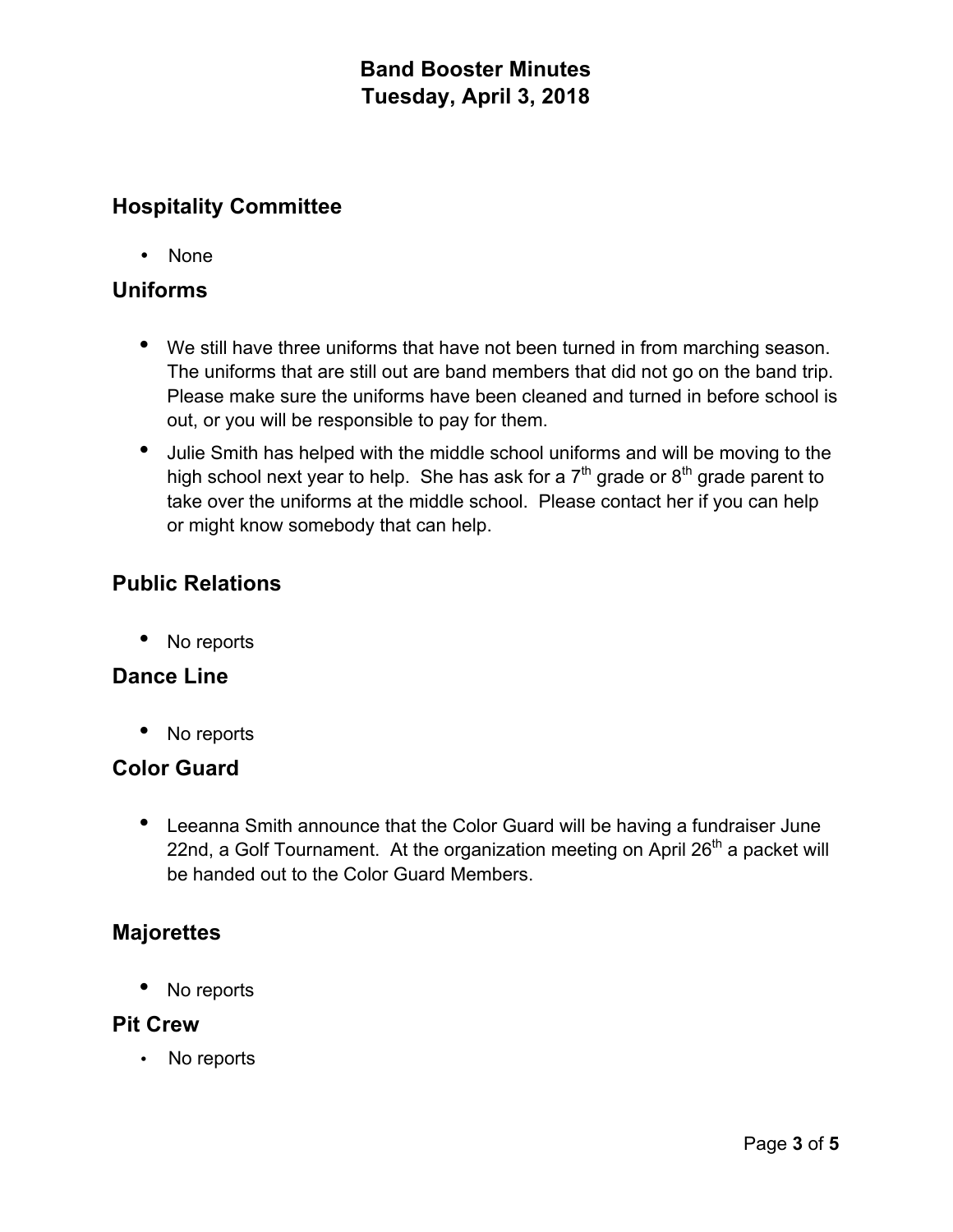# Band Booster Minutes
# Tuesday, April 3, 2018

## Hospitality Committee

- None

## Uniforms

- We still have three uniforms that have not been turned in from marching season. The uniforms that are still out are band members that did not go on the band trip. Please make sure the uniforms have been cleaned and turned in before school is out, or you will be responsible to pay for them.
- Julie Smith has helped with the middle school uniforms and will be moving to the high school next year to help. She has ask for a 7th grade or 8th grade parent to take over the uniforms at the middle school. Please contact her if you can help or might know somebody that can help.

## Public Relations

- No reports

## Dance Line

- No reports

## Color Guard

- Leeanna Smith announce that the Color Guard will be having a fundraiser June 22nd, a Golf Tournament. At the organization meeting on April 26th a packet will be handed out to the Color Guard Members.

## Majorettes

- No reports

## Pit Crew

- No reports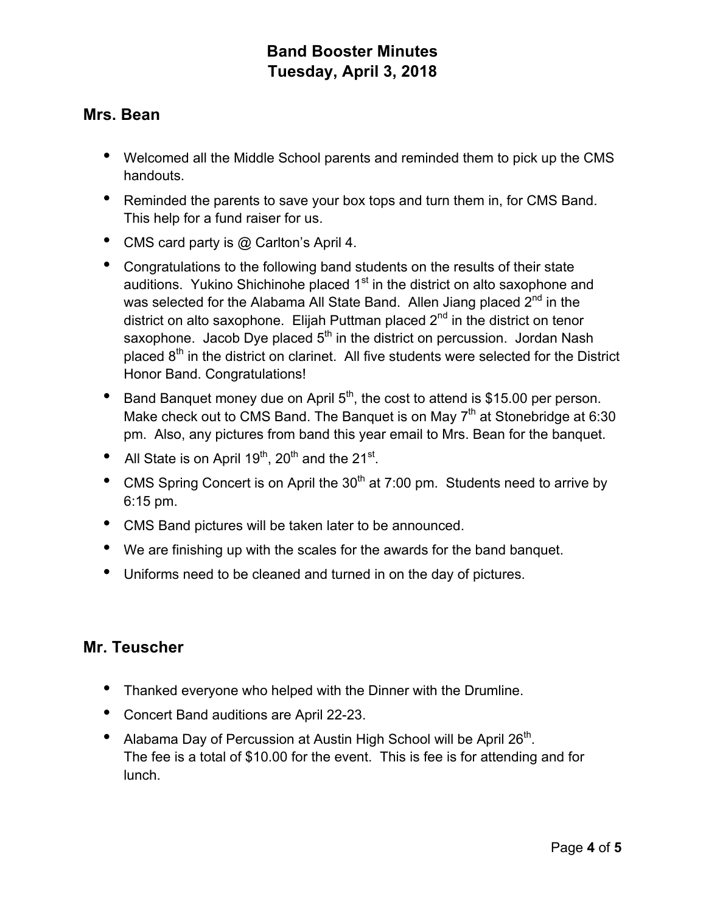# Band Booster Minutes
# Tuesday, April 3, 2018

## Mrs. Bean

- Welcomed all the Middle School parents and reminded them to pick up the CMS handouts.
- Reminded the parents to save your box tops and turn them in, for CMS Band. This help for a fund raiser for us.
- CMS card party is @ Carlton's April 4.
- Congratulations to the following band students on the results of their state auditions. Yukino Shichinohe placed 1st in the district on alto saxophone and was selected for the Alabama All State Band. Allen Jiang placed 2nd in the district on alto saxophone. Elijah Puttman placed 2nd in the district on tenor saxophone. Jacob Dye placed 5th in the district on percussion. Jordan Nash placed 8th in the district on clarinet. All five students were selected for the District Honor Band. Congratulations!
- Band Banquet money due on April 5th, the cost to attend is $15.00 per person. Make check out to CMS Band. The Banquet is on May 7th at Stonebridge at 6:30 pm. Also, any pictures from band this year email to Mrs. Bean for the banquet.
- All State is on April 19th, 20th and the 21st.
- CMS Spring Concert is on April the 30th at 7:00 pm. Students need to arrive by 6:15 pm.
- CMS Band pictures will be taken later to be announced.
- We are finishing up with the scales for the awards for the band banquet.
- Uniforms need to be cleaned and turned in on the day of pictures.

## Mr. Teuscher

- Thanked everyone who helped with the Dinner with the Drumline.
- Concert Band auditions are April 22-23.
- Alabama Day of Percussion at Austin High School will be April 26th.
  The fee is a total of $10.00 for the event. This is fee is for attending and for lunch.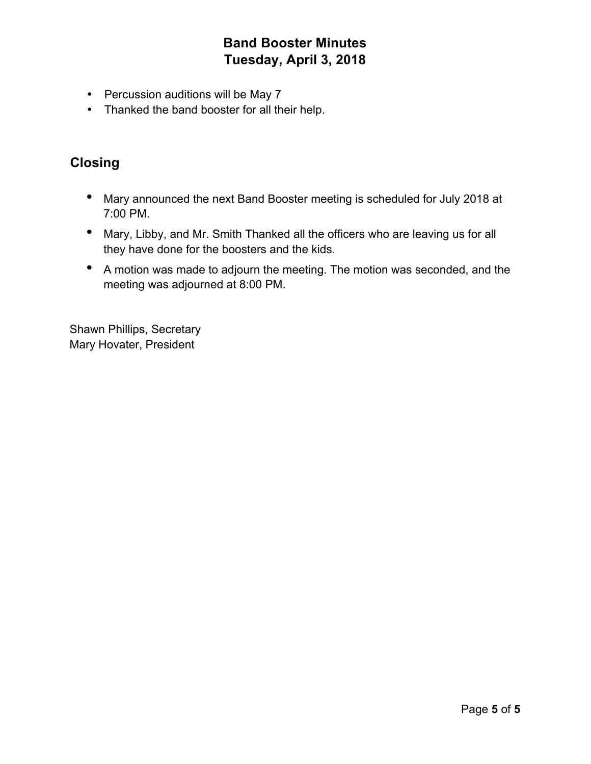- Percussion auditions will be May 7
- Thanked the band booster for all their help.

## Closing

- Mary announced the next Band Booster meeting is scheduled for July 2018 at 7:00 PM.
- Mary, Libby, and Mr. Smith Thanked all the officers who are leaving us for all they have done for the boosters and the kids.
- A motion was made to adjourn the meeting. The motion was seconded, and the meeting was adjourned at 8:00 PM.

Shawn Phillips, Secretary
Mary Hovater, President